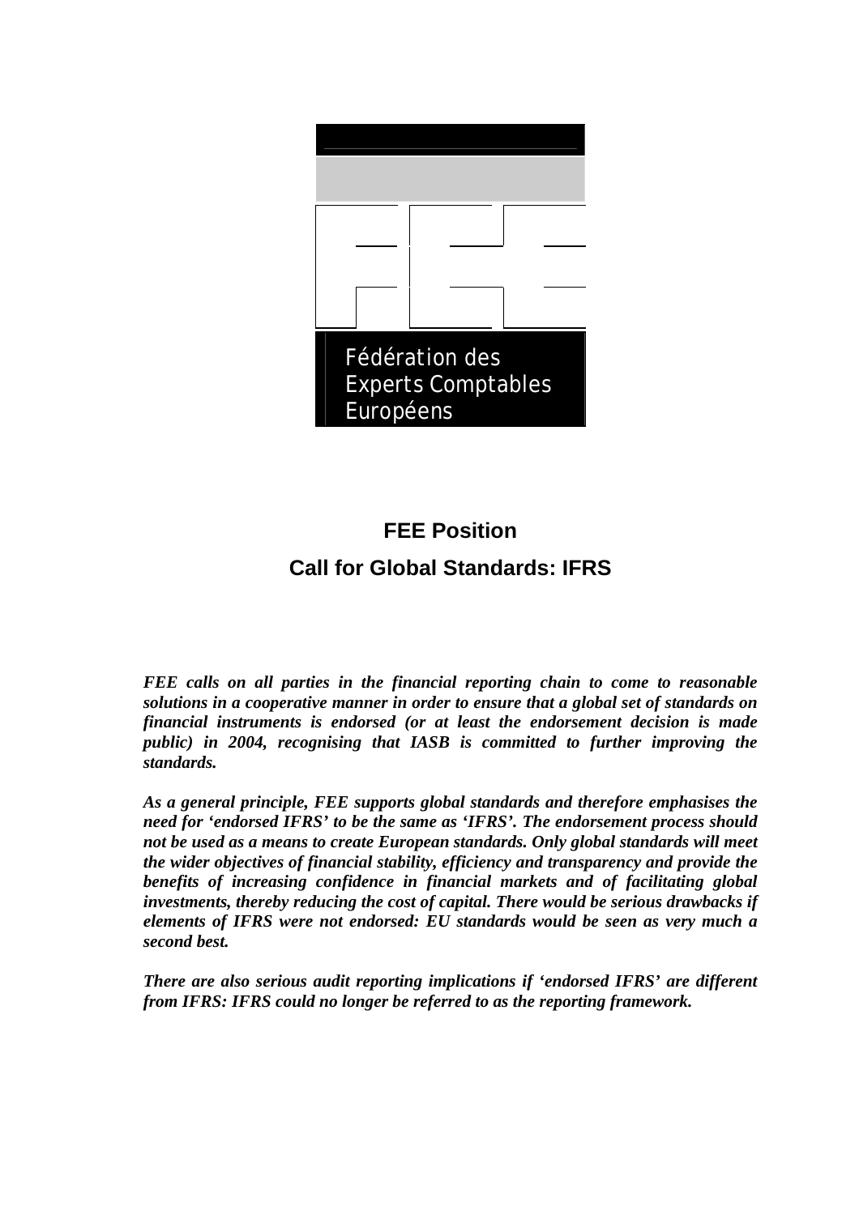Fédération des Experts Comptables Européens

# FEE Position

## Call for Global Standards: IFRS

***FEE calls on all parties in the financial reporting chain to come to reasonable solutions in a cooperative manner in order to ensure that a global set of standards on financial instruments is endorsed (or at least the endorsement decision is made public) in 2004, recognising that IASB is committed to further improving the standards.***

***As a general principle, FEE supports global standards and therefore emphasises the need for 'endorsed IFRS' to be the same as 'IFRS'. The endorsement process should not be used as a means to create European standards. Only global standards will meet the wider objectives of financial stability, efficiency and transparency and provide the benefits of increasing confidence in financial markets and of facilitating global investments, thereby reducing the cost of capital. There would be serious drawbacks if elements of IFRS were not endorsed: EU standards would be seen as very much a second best.***

***There are also serious audit reporting implications if 'endorsed IFRS' are different from IFRS: IFRS could no longer be referred to as the reporting framework.***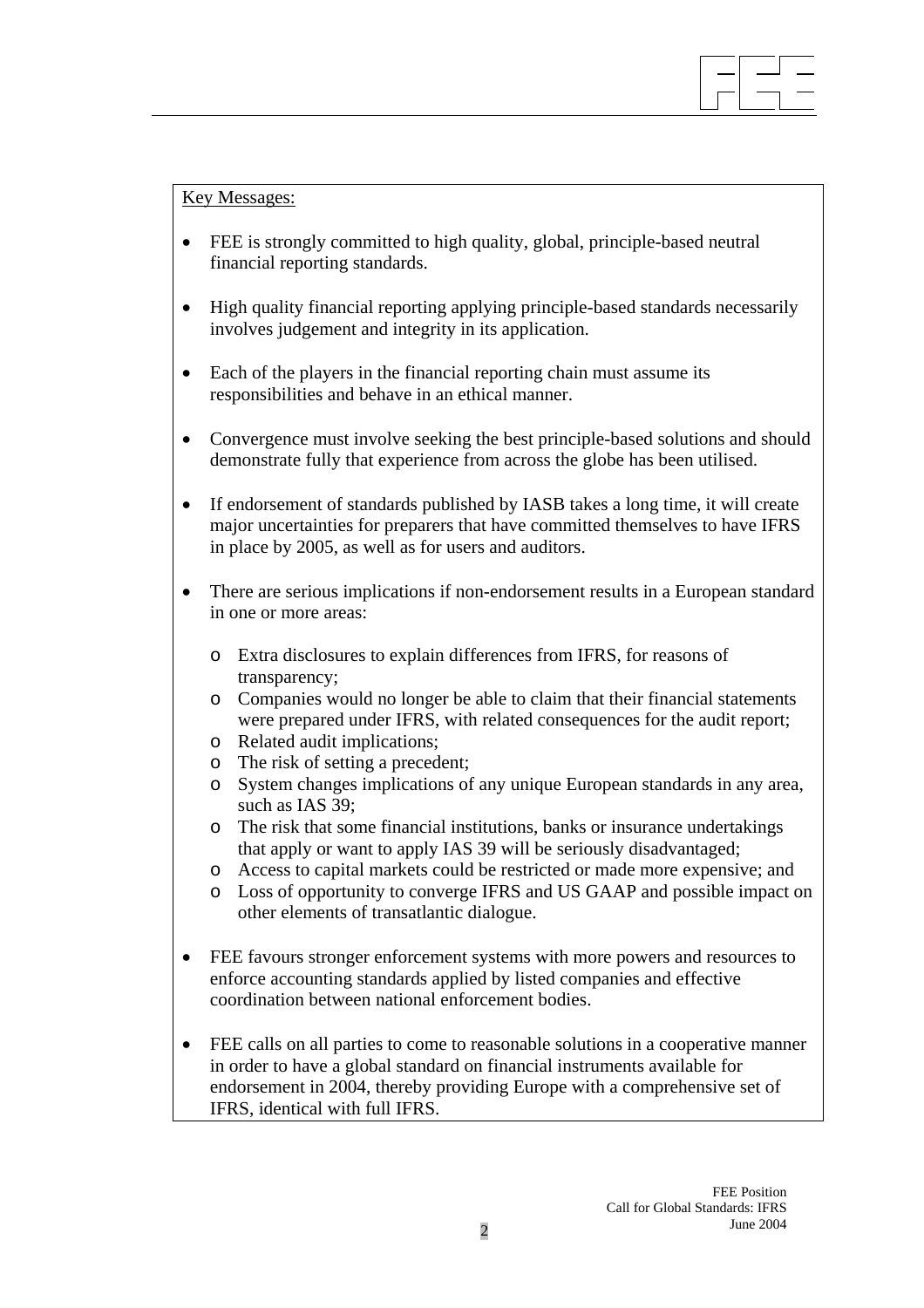Key Messages:

- FEE is strongly committed to high quality, global, principle-based neutral financial reporting standards.

- High quality financial reporting applying principle-based standards necessarily involves judgement and integrity in its application.

- Each of the players in the financial reporting chain must assume its responsibilities and behave in an ethical manner.

- Convergence must involve seeking the best principle-based solutions and should demonstrate fully that experience from across the globe has been utilised.

- If endorsement of standards published by IASB takes a long time, it will create major uncertainties for preparers that have committed themselves to have IFRS in place by 2005, as well as for users and auditors.

- There are serious implications if non-endorsement results in a European standard in one or more areas:

  - Extra disclosures to explain differences from IFRS, for reasons of transparency;
  - Companies would no longer be able to claim that their financial statements were prepared under IFRS, with related consequences for the audit report;
  - Related audit implications;
  - The risk of setting a precedent;
  - System changes implications of any unique European standards in any area, such as IAS 39;
  - The risk that some financial institutions, banks or insurance undertakings that apply or want to apply IAS 39 will be seriously disadvantaged;
  - Access to capital markets could be restricted or made more expensive; and
  - Loss of opportunity to converge IFRS and US GAAP and possible impact on other elements of transatlantic dialogue.

- FEE favours stronger enforcement systems with more powers and resources to enforce accounting standards applied by listed companies and effective coordination between national enforcement bodies.

- FEE calls on all parties to come to reasonable solutions in a cooperative manner in order to have a global standard on financial instruments available for endorsement in 2004, thereby providing Europe with a comprehensive set of IFRS, identical with full IFRS.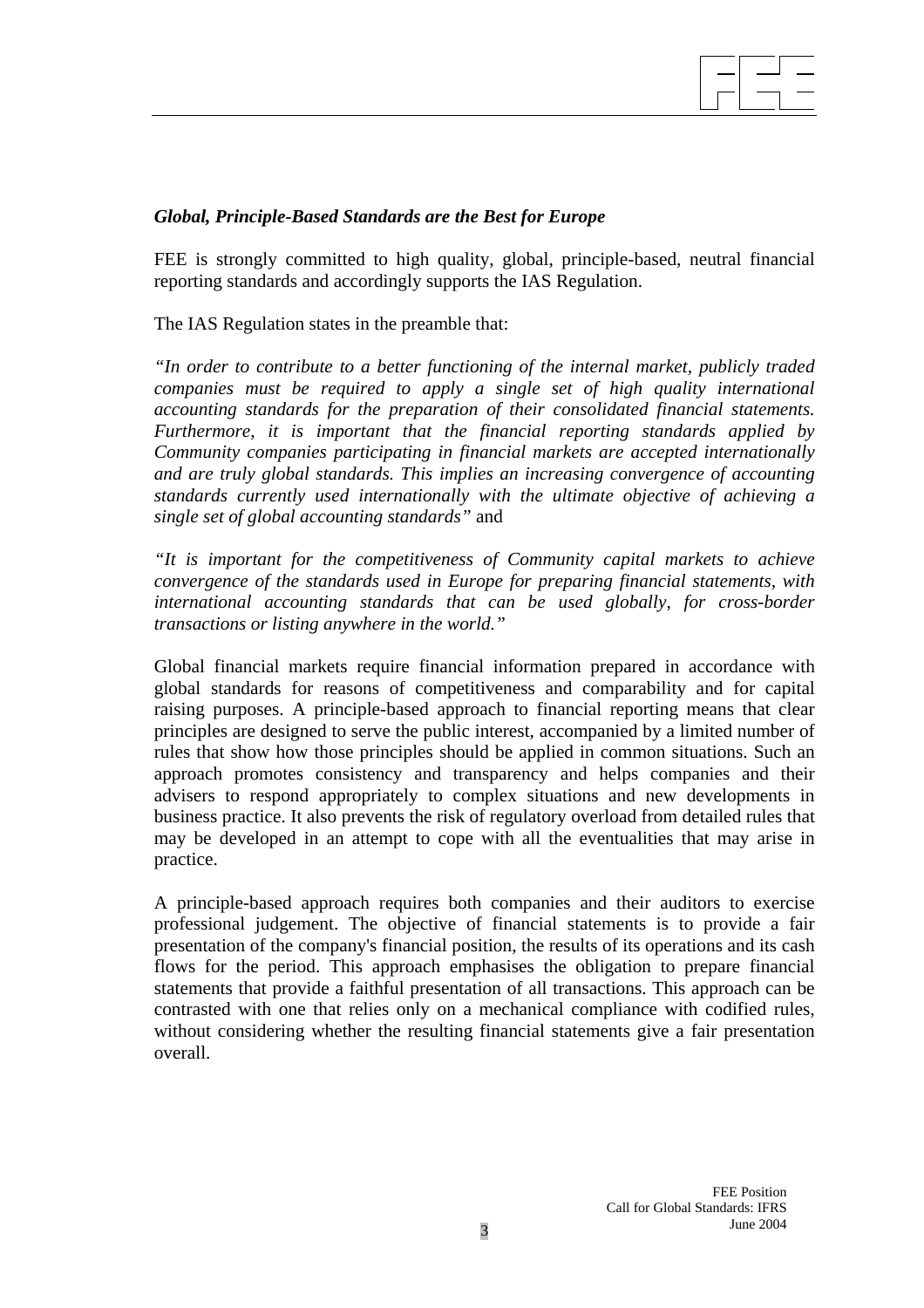***Global, Principle-Based Standards are the Best for Europe***

FEE is strongly committed to high quality, global, principle-based, neutral financial reporting standards and accordingly supports the IAS Regulation.

The IAS Regulation states in the preamble that:

*"In order to contribute to a better functioning of the internal market, publicly traded companies must be required to apply a single set of high quality international accounting standards for the preparation of their consolidated financial statements. Furthermore, it is important that the financial reporting standards applied by Community companies participating in financial markets are accepted internationally and are truly global standards. This implies an increasing convergence of accounting standards currently used internationally with the ultimate objective of achieving a single set of global accounting standards"* and

*"It is important for the competitiveness of Community capital markets to achieve convergence of the standards used in Europe for preparing financial statements, with international accounting standards that can be used globally, for cross-border transactions or listing anywhere in the world."*

Global financial markets require financial information prepared in accordance with global standards for reasons of competitiveness and comparability and for capital raising purposes. A principle-based approach to financial reporting means that clear principles are designed to serve the public interest, accompanied by a limited number of rules that show how those principles should be applied in common situations. Such an approach promotes consistency and transparency and helps companies and their advisers to respond appropriately to complex situations and new developments in business practice. It also prevents the risk of regulatory overload from detailed rules that may be developed in an attempt to cope with all the eventualities that may arise in practice.

A principle-based approach requires both companies and their auditors to exercise professional judgement. The objective of financial statements is to provide a fair presentation of the company's financial position, the results of its operations and its cash flows for the period. This approach emphasises the obligation to prepare financial statements that provide a faithful presentation of all transactions. This approach can be contrasted with one that relies only on a mechanical compliance with codified rules, without considering whether the resulting financial statements give a fair presentation overall.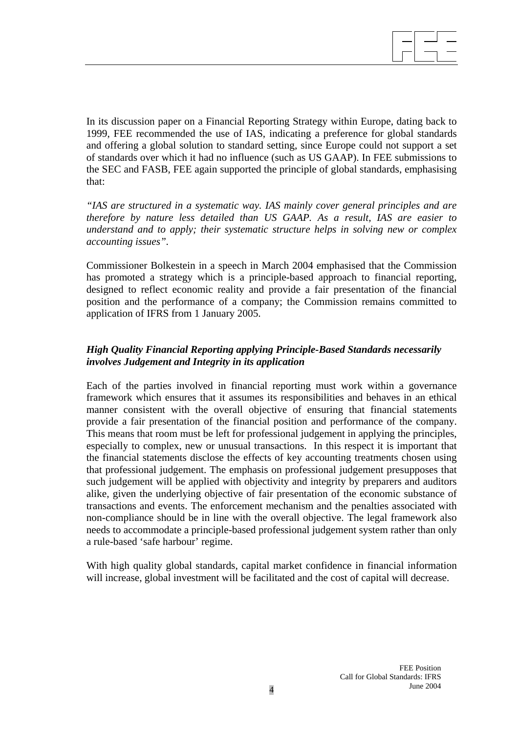In its discussion paper on a Financial Reporting Strategy within Europe, dating back to 1999, FEE recommended the use of IAS, indicating a preference for global standards and offering a global solution to standard setting, since Europe could not support a set of standards over which it had no influence (such as US GAAP). In FEE submissions to the SEC and FASB, FEE again supported the principle of global standards, emphasising that:

*"IAS are structured in a systematic way. IAS mainly cover general principles and are therefore by nature less detailed than US GAAP. As a result, IAS are easier to understand and to apply; their systematic structure helps in solving new or complex accounting issues".*

Commissioner Bolkestein in a speech in March 2004 emphasised that the Commission has promoted a strategy which is a principle-based approach to financial reporting, designed to reflect economic reality and provide a fair presentation of the financial position and the performance of a company; the Commission remains committed to application of IFRS from 1 January 2005.

***High Quality Financial Reporting applying Principle-Based Standards necessarily involves Judgement and Integrity in its application***

Each of the parties involved in financial reporting must work within a governance framework which ensures that it assumes its responsibilities and behaves in an ethical manner consistent with the overall objective of ensuring that financial statements provide a fair presentation of the financial position and performance of the company. This means that room must be left for professional judgement in applying the principles, especially to complex, new or unusual transactions. In this respect it is important that the financial statements disclose the effects of key accounting treatments chosen using that professional judgement. The emphasis on professional judgement presupposes that such judgement will be applied with objectivity and integrity by preparers and auditors alike, given the underlying objective of fair presentation of the economic substance of transactions and events. The enforcement mechanism and the penalties associated with non-compliance should be in line with the overall objective. The legal framework also needs to accommodate a principle-based professional judgement system rather than only a rule-based 'safe harbour' regime.

With high quality global standards, capital market confidence in financial information will increase, global investment will be facilitated and the cost of capital will decrease.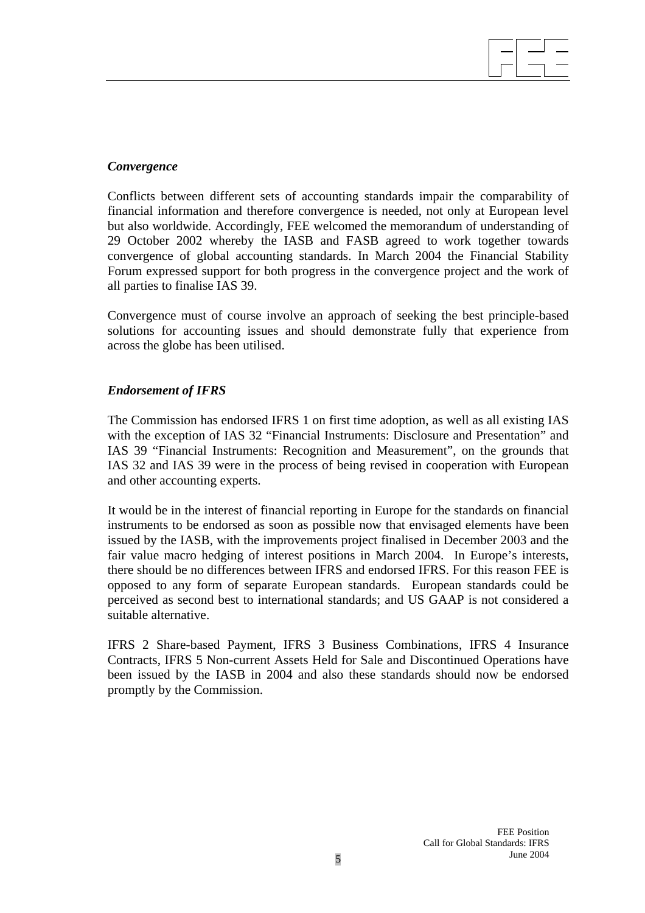### *Convergence*

Conflicts between different sets of accounting standards impair the comparability of financial information and therefore convergence is needed, not only at European level but also worldwide. Accordingly, FEE welcomed the memorandum of understanding of 29 October 2002 whereby the IASB and FASB agreed to work together towards convergence of global accounting standards. In March 2004 the Financial Stability Forum expressed support for both progress in the convergence project and the work of all parties to finalise IAS 39.

Convergence must of course involve an approach of seeking the best principle-based solutions for accounting issues and should demonstrate fully that experience from across the globe has been utilised.

### *Endorsement of IFRS*

The Commission has endorsed IFRS 1 on first time adoption, as well as all existing IAS with the exception of IAS 32 "Financial Instruments: Disclosure and Presentation" and IAS 39 "Financial Instruments: Recognition and Measurement", on the grounds that IAS 32 and IAS 39 were in the process of being revised in cooperation with European and other accounting experts.

It would be in the interest of financial reporting in Europe for the standards on financial instruments to be endorsed as soon as possible now that envisaged elements have been issued by the IASB, with the improvements project finalised in December 2003 and the fair value macro hedging of interest positions in March 2004. In Europe's interests, there should be no differences between IFRS and endorsed IFRS. For this reason FEE is opposed to any form of separate European standards. European standards could be perceived as second best to international standards; and US GAAP is not considered a suitable alternative.

IFRS 2 Share-based Payment, IFRS 3 Business Combinations, IFRS 4 Insurance Contracts, IFRS 5 Non-current Assets Held for Sale and Discontinued Operations have been issued by the IASB in 2004 and also these standards should now be endorsed promptly by the Commission.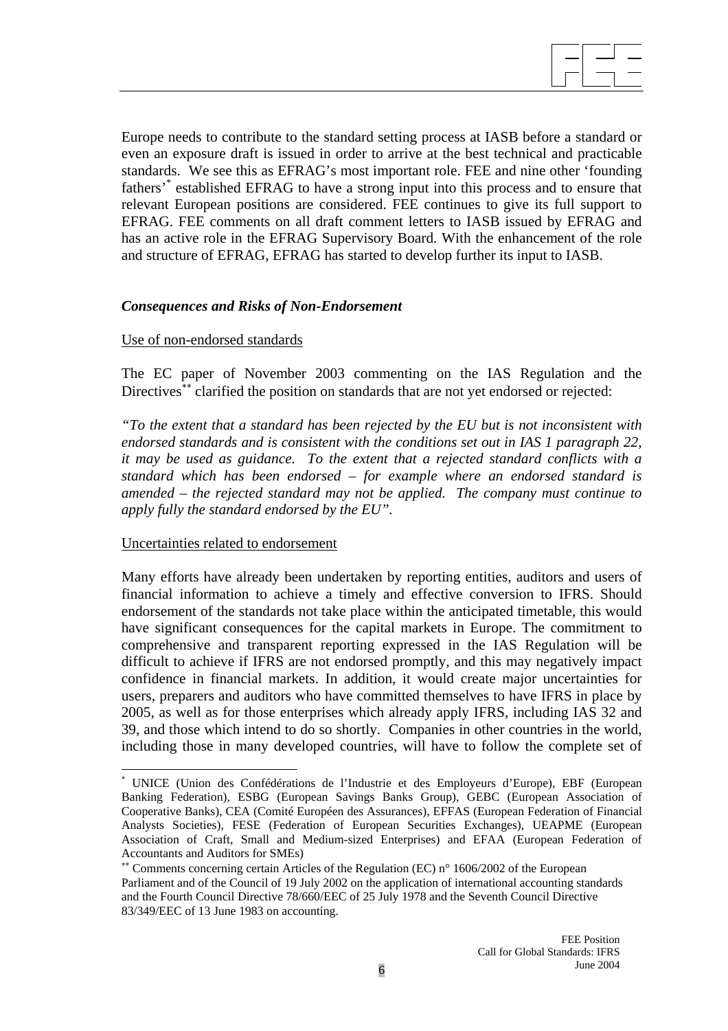Europe needs to contribute to the standard setting process at IASB before a standard or even an exposure draft is issued in order to arrive at the best technical and practicable standards. We see this as EFRAG's most important role. FEE and nine other 'founding fathers'[*] established EFRAG to have a strong input into this process and to ensure that relevant European positions are considered. FEE continues to give its full support to EFRAG. FEE comments on all draft comment letters to IASB issued by EFRAG and has an active role in the EFRAG Supervisory Board. With the enhancement of the role and structure of EFRAG, EFRAG has started to develop further its input to IASB.

### *Consequences and Risks of Non-Endorsement*

Use of non-endorsed standards

The EC paper of November 2003 commenting on the IAS Regulation and the Directives[**] clarified the position on standards that are not yet endorsed or rejected:

*"To the extent that a standard has been rejected by the EU but is not inconsistent with endorsed standards and is consistent with the conditions set out in IAS 1 paragraph 22, it may be used as guidance. To the extent that a rejected standard conflicts with a standard which has been endorsed – for example where an endorsed standard is amended – the rejected standard may not be applied. The company must continue to apply fully the standard endorsed by the EU".*

Uncertainties related to endorsement

Many efforts have already been undertaken by reporting entities, auditors and users of financial information to achieve a timely and effective conversion to IFRS. Should endorsement of the standards not take place within the anticipated timetable, this would have significant consequences for the capital markets in Europe. The commitment to comprehensive and transparent reporting expressed in the IAS Regulation will be difficult to achieve if IFRS are not endorsed promptly, and this may negatively impact confidence in financial markets. In addition, it would create major uncertainties for users, preparers and auditors who have committed themselves to have IFRS in place by 2005, as well as for those enterprises which already apply IFRS, including IAS 32 and 39, and those which intend to do so shortly. Companies in other countries in the world, including those in many developed countries, will have to follow the complete set of

---

[*] UNICE (Union des Confédérations de l'Industrie et des Employeurs d'Europe), EBF (European Banking Federation), ESBG (European Savings Banks Group), GEBC (European Association of Cooperative Banks), CEA (Comité Européen des Assurances), EFFAS (European Federation of Financial Analysts Societies), FESE (Federation of European Securities Exchanges), UEAPME (European Association of Craft, Small and Medium-sized Enterprises) and EFAA (European Federation of Accountants and Auditors for SMEs)

[**] Comments concerning certain Articles of the Regulation (EC) n° 1606/2002 of the European Parliament and of the Council of 19 July 2002 on the application of international accounting standards and the Fourth Council Directive 78/660/EEC of 25 July 1978 and the Seventh Council Directive 83/349/EEC of 13 June 1983 on accounting.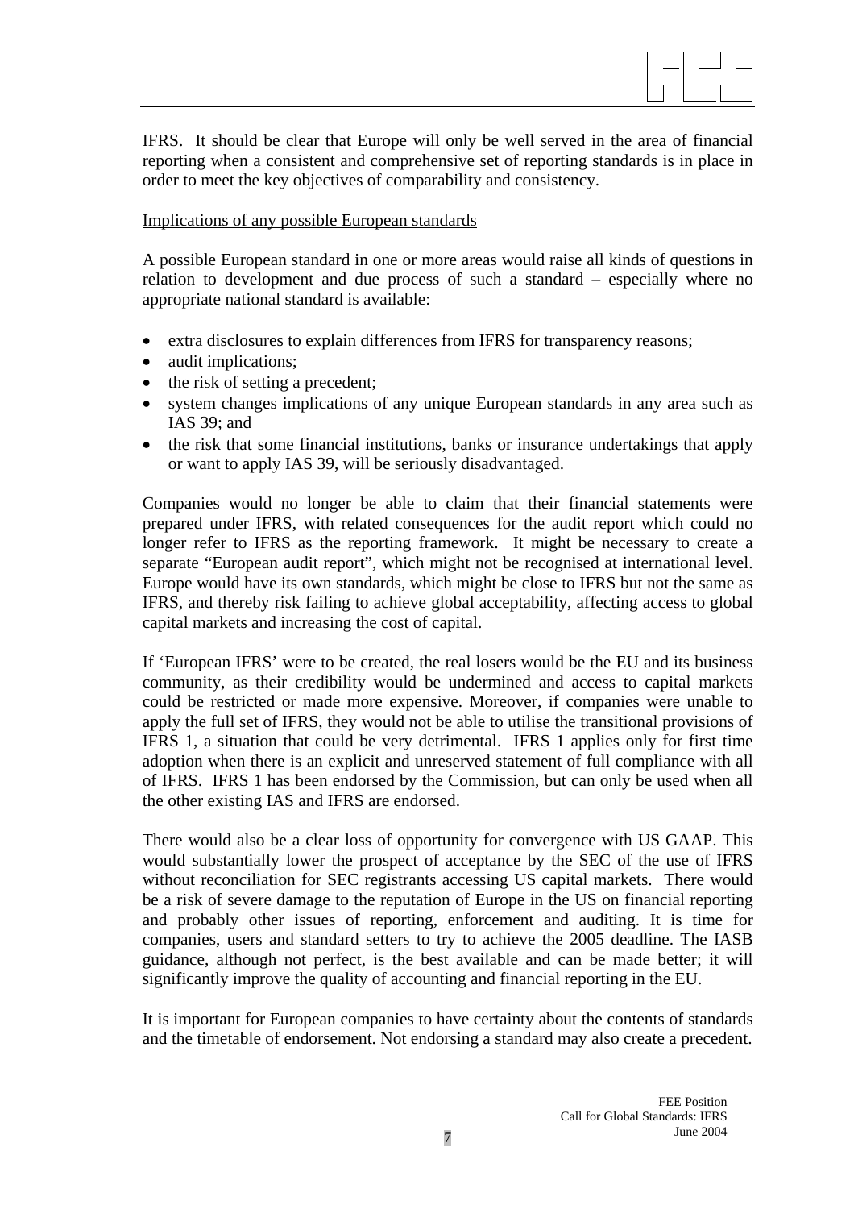IFRS. It should be clear that Europe will only be well served in the area of financial reporting when a consistent and comprehensive set of reporting standards is in place in order to meet the key objectives of comparability and consistency.

Implications of any possible European standards

A possible European standard in one or more areas would raise all kinds of questions in relation to development and due process of such a standard – especially where no appropriate national standard is available:

- extra disclosures to explain differences from IFRS for transparency reasons;
- audit implications;
- the risk of setting a precedent;
- system changes implications of any unique European standards in any area such as IAS 39; and
- the risk that some financial institutions, banks or insurance undertakings that apply or want to apply IAS 39, will be seriously disadvantaged.

Companies would no longer be able to claim that their financial statements were prepared under IFRS, with related consequences for the audit report which could no longer refer to IFRS as the reporting framework. It might be necessary to create a separate "European audit report", which might not be recognised at international level. Europe would have its own standards, which might be close to IFRS but not the same as IFRS, and thereby risk failing to achieve global acceptability, affecting access to global capital markets and increasing the cost of capital.

If 'European IFRS' were to be created, the real losers would be the EU and its business community, as their credibility would be undermined and access to capital markets could be restricted or made more expensive. Moreover, if companies were unable to apply the full set of IFRS, they would not be able to utilise the transitional provisions of IFRS 1, a situation that could be very detrimental. IFRS 1 applies only for first time adoption when there is an explicit and unreserved statement of full compliance with all of IFRS. IFRS 1 has been endorsed by the Commission, but can only be used when all the other existing IAS and IFRS are endorsed.

There would also be a clear loss of opportunity for convergence with US GAAP. This would substantially lower the prospect of acceptance by the SEC of the use of IFRS without reconciliation for SEC registrants accessing US capital markets. There would be a risk of severe damage to the reputation of Europe in the US on financial reporting and probably other issues of reporting, enforcement and auditing. It is time for companies, users and standard setters to try to achieve the 2005 deadline. The IASB guidance, although not perfect, is the best available and can be made better; it will significantly improve the quality of accounting and financial reporting in the EU.

It is important for European companies to have certainty about the contents of standards and the timetable of endorsement. Not endorsing a standard may also create a precedent.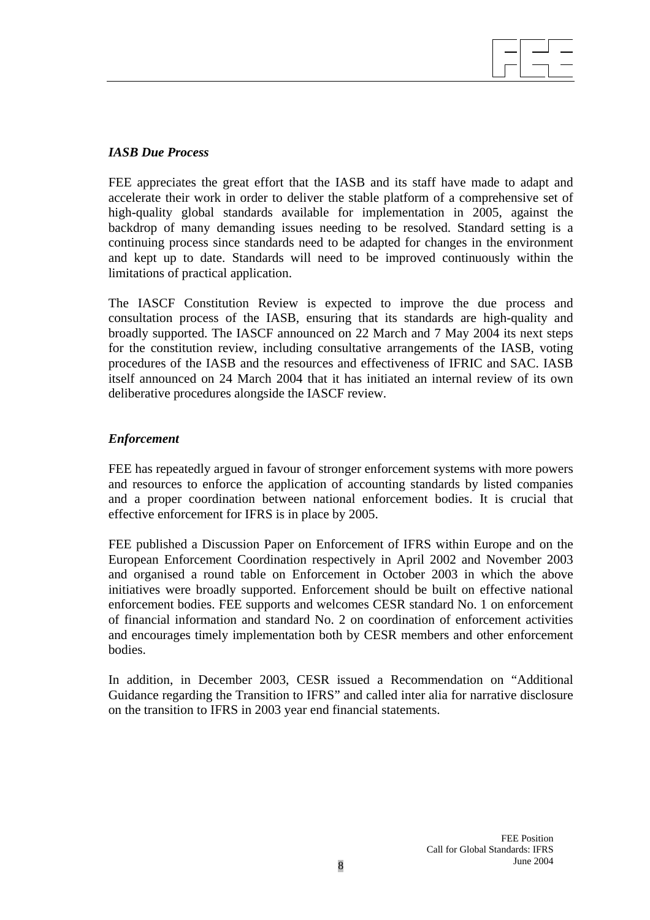### *IASB Due Process*

FEE appreciates the great effort that the IASB and its staff have made to adapt and accelerate their work in order to deliver the stable platform of a comprehensive set of high-quality global standards available for implementation in 2005, against the backdrop of many demanding issues needing to be resolved. Standard setting is a continuing process since standards need to be adapted for changes in the environment and kept up to date. Standards will need to be improved continuously within the limitations of practical application.

The IASCF Constitution Review is expected to improve the due process and consultation process of the IASB, ensuring that its standards are high-quality and broadly supported. The IASCF announced on 22 March and 7 May 2004 its next steps for the constitution review, including consultative arrangements of the IASB, voting procedures of the IASB and the resources and effectiveness of IFRIC and SAC. IASB itself announced on 24 March 2004 that it has initiated an internal review of its own deliberative procedures alongside the IASCF review.

### *Enforcement*

FEE has repeatedly argued in favour of stronger enforcement systems with more powers and resources to enforce the application of accounting standards by listed companies and a proper coordination between national enforcement bodies. It is crucial that effective enforcement for IFRS is in place by 2005.

FEE published a Discussion Paper on Enforcement of IFRS within Europe and on the European Enforcement Coordination respectively in April 2002 and November 2003 and organised a round table on Enforcement in October 2003 in which the above initiatives were broadly supported. Enforcement should be built on effective national enforcement bodies. FEE supports and welcomes CESR standard No. 1 on enforcement of financial information and standard No. 2 on coordination of enforcement activities and encourages timely implementation both by CESR members and other enforcement bodies.

In addition, in December 2003, CESR issued a Recommendation on "Additional Guidance regarding the Transition to IFRS" and called inter alia for narrative disclosure on the transition to IFRS in 2003 year end financial statements.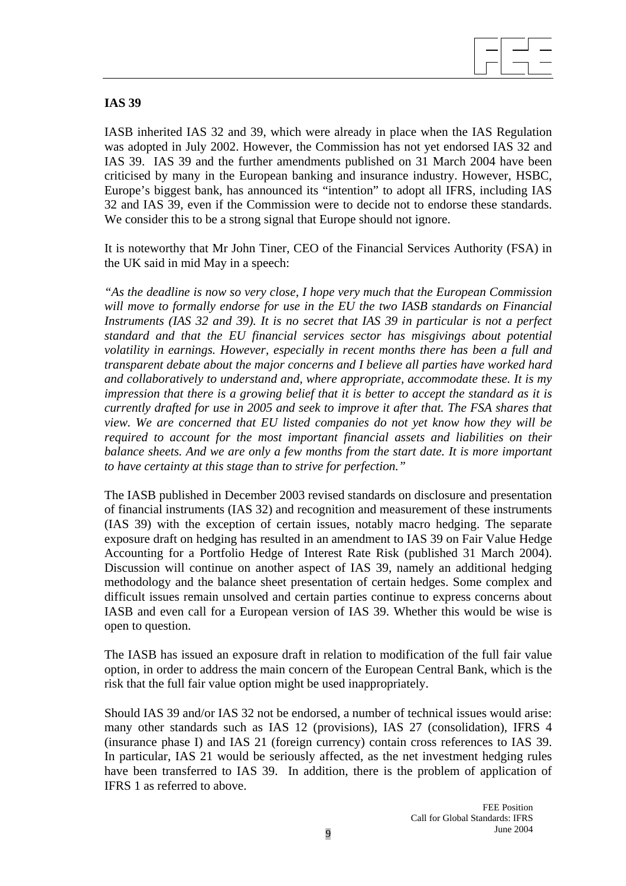**IAS 39**

IASB inherited IAS 32 and 39, which were already in place when the IAS Regulation was adopted in July 2002. However, the Commission has not yet endorsed IAS 32 and IAS 39. IAS 39 and the further amendments published on 31 March 2004 have been criticised by many in the European banking and insurance industry. However, HSBC, Europe's biggest bank, has announced its "intention" to adopt all IFRS, including IAS 32 and IAS 39, even if the Commission were to decide not to endorse these standards. We consider this to be a strong signal that Europe should not ignore.

It is noteworthy that Mr John Tiner, CEO of the Financial Services Authority (FSA) in the UK said in mid May in a speech:

*"As the deadline is now so very close, I hope very much that the European Commission will move to formally endorse for use in the EU the two IASB standards on Financial Instruments (IAS 32 and 39). It is no secret that IAS 39 in particular is not a perfect standard and that the EU financial services sector has misgivings about potential volatility in earnings. However, especially in recent months there has been a full and transparent debate about the major concerns and I believe all parties have worked hard and collaboratively to understand and, where appropriate, accommodate these. It is my impression that there is a growing belief that it is better to accept the standard as it is currently drafted for use in 2005 and seek to improve it after that. The FSA shares that view. We are concerned that EU listed companies do not yet know how they will be required to account for the most important financial assets and liabilities on their balance sheets. And we are only a few months from the start date. It is more important to have certainty at this stage than to strive for perfection."*

The IASB published in December 2003 revised standards on disclosure and presentation of financial instruments (IAS 32) and recognition and measurement of these instruments (IAS 39) with the exception of certain issues, notably macro hedging. The separate exposure draft on hedging has resulted in an amendment to IAS 39 on Fair Value Hedge Accounting for a Portfolio Hedge of Interest Rate Risk (published 31 March 2004). Discussion will continue on another aspect of IAS 39, namely an additional hedging methodology and the balance sheet presentation of certain hedges. Some complex and difficult issues remain unsolved and certain parties continue to express concerns about IASB and even call for a European version of IAS 39. Whether this would be wise is open to question.

The IASB has issued an exposure draft in relation to modification of the full fair value option, in order to address the main concern of the European Central Bank, which is the risk that the full fair value option might be used inappropriately.

Should IAS 39 and/or IAS 32 not be endorsed, a number of technical issues would arise: many other standards such as IAS 12 (provisions), IAS 27 (consolidation), IFRS 4 (insurance phase I) and IAS 21 (foreign currency) contain cross references to IAS 39. In particular, IAS 21 would be seriously affected, as the net investment hedging rules have been transferred to IAS 39. In addition, there is the problem of application of IFRS 1 as referred to above.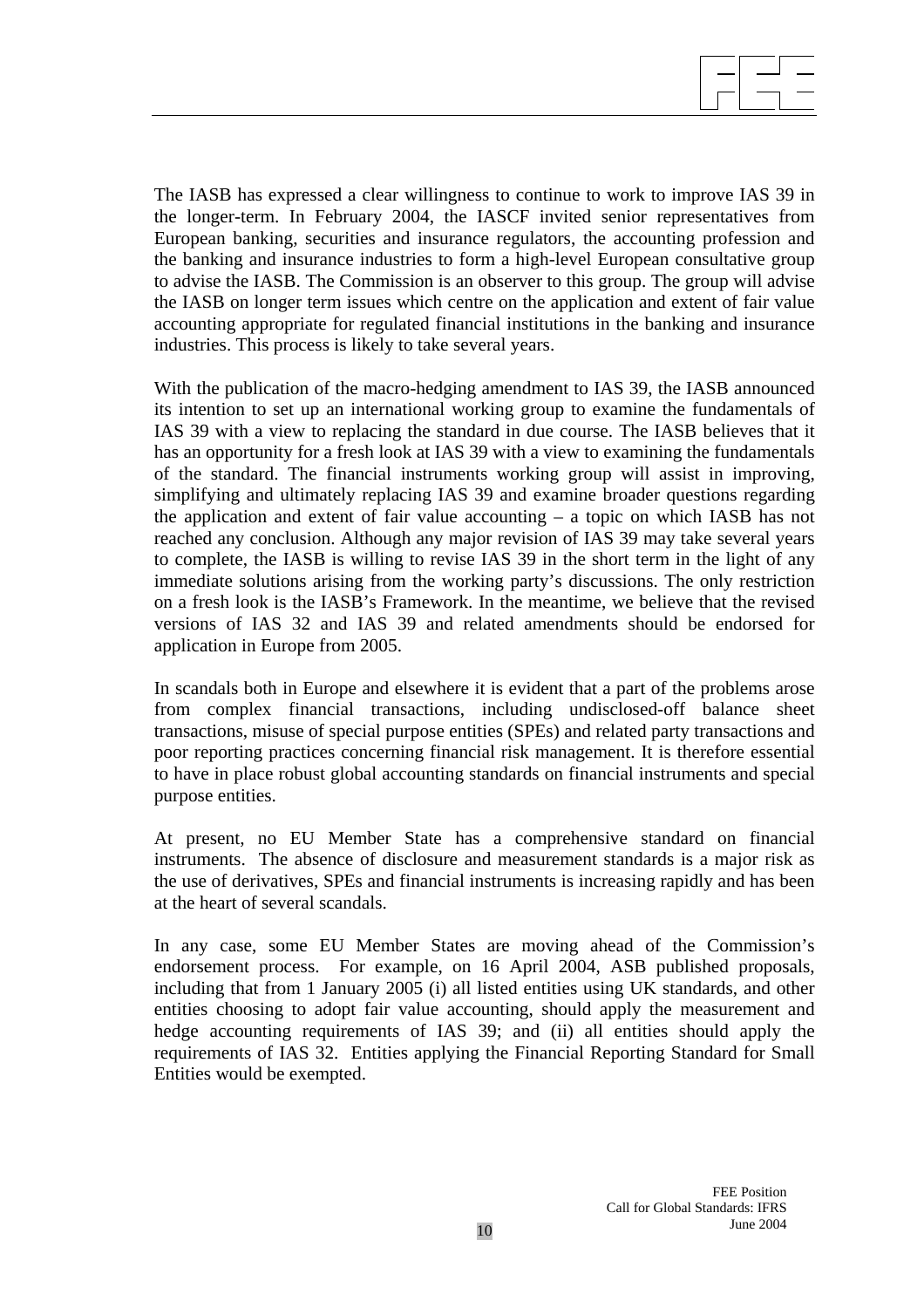The IASB has expressed a clear willingness to continue to work to improve IAS 39 in the longer-term. In February 2004, the IASCF invited senior representatives from European banking, securities and insurance regulators, the accounting profession and the banking and insurance industries to form a high-level European consultative group to advise the IASB. The Commission is an observer to this group. The group will advise the IASB on longer term issues which centre on the application and extent of fair value accounting appropriate for regulated financial institutions in the banking and insurance industries. This process is likely to take several years.

With the publication of the macro-hedging amendment to IAS 39, the IASB announced its intention to set up an international working group to examine the fundamentals of IAS 39 with a view to replacing the standard in due course. The IASB believes that it has an opportunity for a fresh look at IAS 39 with a view to examining the fundamentals of the standard. The financial instruments working group will assist in improving, simplifying and ultimately replacing IAS 39 and examine broader questions regarding the application and extent of fair value accounting – a topic on which IASB has not reached any conclusion. Although any major revision of IAS 39 may take several years to complete, the IASB is willing to revise IAS 39 in the short term in the light of any immediate solutions arising from the working party's discussions. The only restriction on a fresh look is the IASB's Framework. In the meantime, we believe that the revised versions of IAS 32 and IAS 39 and related amendments should be endorsed for application in Europe from 2005.

In scandals both in Europe and elsewhere it is evident that a part of the problems arose from complex financial transactions, including undisclosed-off balance sheet transactions, misuse of special purpose entities (SPEs) and related party transactions and poor reporting practices concerning financial risk management. It is therefore essential to have in place robust global accounting standards on financial instruments and special purpose entities.

At present, no EU Member State has a comprehensive standard on financial instruments. The absence of disclosure and measurement standards is a major risk as the use of derivatives, SPEs and financial instruments is increasing rapidly and has been at the heart of several scandals.

In any case, some EU Member States are moving ahead of the Commission's endorsement process. For example, on 16 April 2004, ASB published proposals, including that from 1 January 2005 (i) all listed entities using UK standards, and other entities choosing to adopt fair value accounting, should apply the measurement and hedge accounting requirements of IAS 39; and (ii) all entities should apply the requirements of IAS 32. Entities applying the Financial Reporting Standard for Small Entities would be exempted.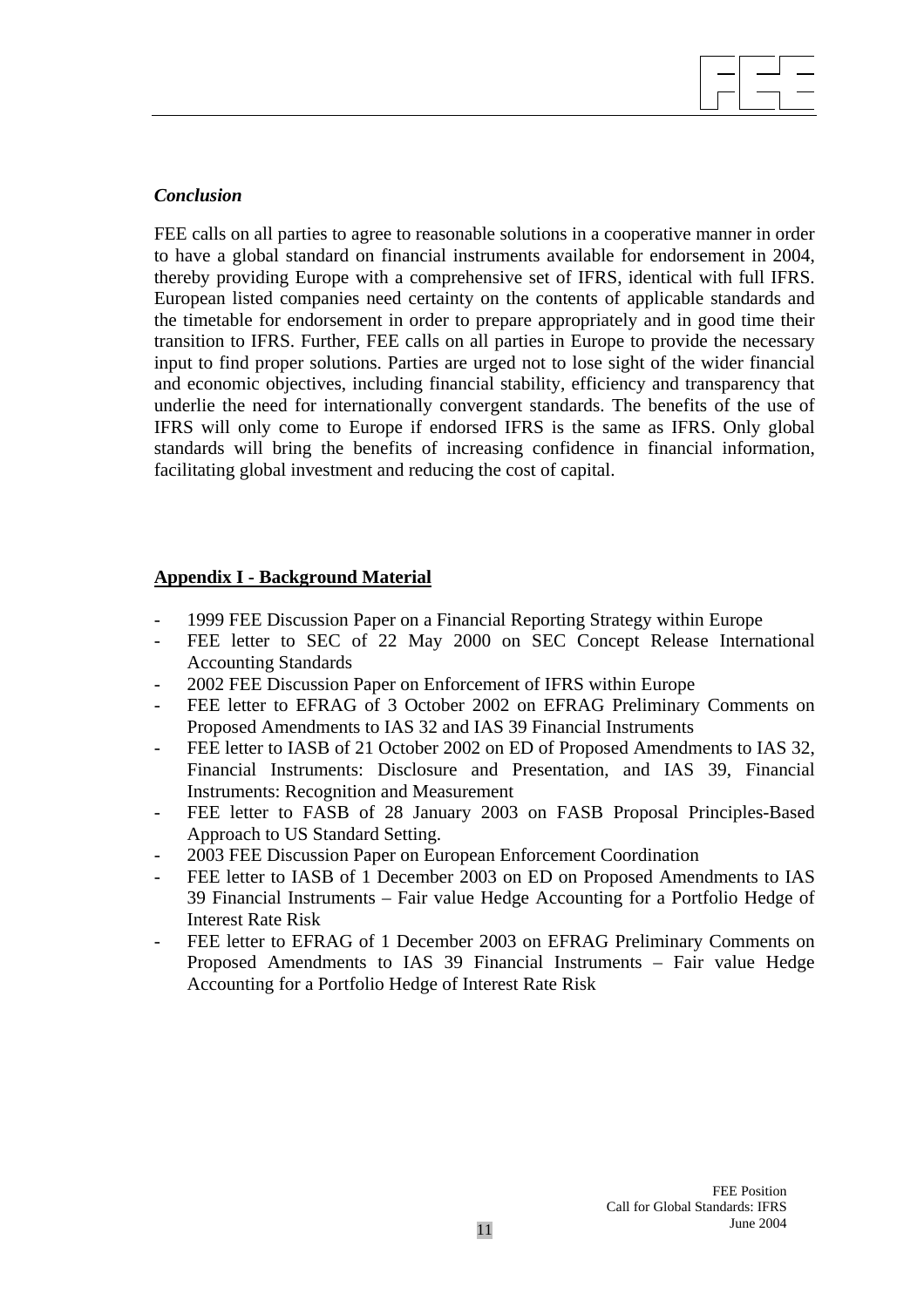*Conclusion*

FEE calls on all parties to agree to reasonable solutions in a cooperative manner in order to have a global standard on financial instruments available for endorsement in 2004, thereby providing Europe with a comprehensive set of IFRS, identical with full IFRS. European listed companies need certainty on the contents of applicable standards and the timetable for endorsement in order to prepare appropriately and in good time their transition to IFRS. Further, FEE calls on all parties in Europe to provide the necessary input to find proper solutions. Parties are urged not to lose sight of the wider financial and economic objectives, including financial stability, efficiency and transparency that underlie the need for internationally convergent standards. The benefits of the use of IFRS will only come to Europe if endorsed IFRS is the same as IFRS. Only global standards will bring the benefits of increasing confidence in financial information, facilitating global investment and reducing the cost of capital.

## Appendix I - Background Material

- 1999 FEE Discussion Paper on a Financial Reporting Strategy within Europe
- FEE letter to SEC of 22 May 2000 on SEC Concept Release International Accounting Standards
- 2002 FEE Discussion Paper on Enforcement of IFRS within Europe
- FEE letter to EFRAG of 3 October 2002 on EFRAG Preliminary Comments on Proposed Amendments to IAS 32 and IAS 39 Financial Instruments
- FEE letter to IASB of 21 October 2002 on ED of Proposed Amendments to IAS 32, Financial Instruments: Disclosure and Presentation, and IAS 39, Financial Instruments: Recognition and Measurement
- FEE letter to FASB of 28 January 2003 on FASB Proposal Principles-Based Approach to US Standard Setting.
- 2003 FEE Discussion Paper on European Enforcement Coordination
- FEE letter to IASB of 1 December 2003 on ED on Proposed Amendments to IAS 39 Financial Instruments – Fair value Hedge Accounting for a Portfolio Hedge of Interest Rate Risk
- FEE letter to EFRAG of 1 December 2003 on EFRAG Preliminary Comments on Proposed Amendments to IAS 39 Financial Instruments – Fair value Hedge Accounting for a Portfolio Hedge of Interest Rate Risk